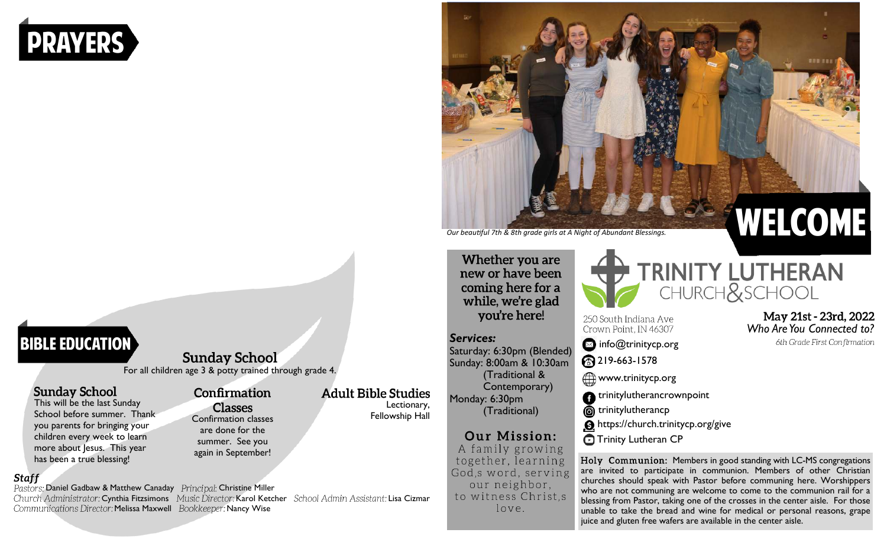# PRAYERS

# BIBLE EDUCATION

## Sunday School

For all children age 3 & potty trained through grade 4.

### Sunday School

This will be the last Sunday School before summer. Thank you parents for bringing your children every week to learn more about Jesus. This year has been a true blessing!

### Confirmation Classes

Confirmation classes are done for the summer. See you again in September!

### Adult Bible Studies

Lectionary, Fellowship Hall

### *Staff*

*Pastors:* Daniel Gadbaw & Matthew Canaday *Principal:* Christine Miller
*Church Administrator:* Cynthia Fitzsimons *Music Director:* Karol Ketcher *School Admin Assistant:* Lisa Cizmar
*Communications Director:* Melissa Maxwell *Bookkeeper:* Nancy Wise

*Our beautiful 7th & 8th grade girls at A Night of Abundant Blessings.*

# WELCOME

**Whether you are new or have been coming here for a while, we're glad you're here!**

### *Services:*

Saturday: 6:30pm (Blended)
Sunday: 8:00am & 10:30am (Traditional & Contemporary)
Monday: 6:30pm (Traditional)

### Our Mission:

A family growing together, learning God,s word, serving our neighbor, to witness Christ,s love.

## TRINITY LUTHERAN CHURCH & SCHOOL

250 South Indiana Ave
Crown Point, IN 46307

- info@trinitycp.org
- 219-663-1578
- www.trinitycp.org
- trinitylutherancrownpoint
- trinitylutherancp
- https://church.trinitycp.org/give
- Trinity Lutheran CP

**May 21st - 23rd, 2022**
*Who Are You Connected to?*
*6th Grade First Confirmation*

**Holy Communion:** Members in good standing with LC-MS congregations are invited to participate in communion. Members of other Christian churches should speak with Pastor before communing here. Worshippers who are not communing are welcome to come to the communion rail for a blessing from Pastor, taking one of the crosses in the center aisle. For those unable to take the bread and wine for medical or personal reasons, grape juice and gluten free wafers are available in the center aisle.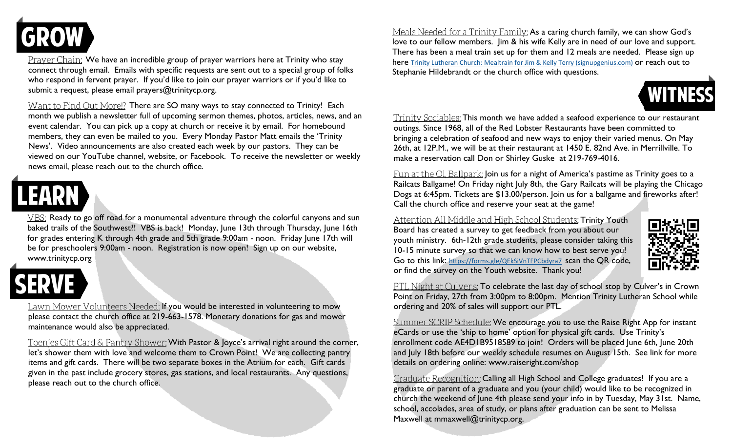# GROW

Prayer Chain: We have an incredible group of prayer warriors here at Trinity who stay connect through email. Emails with specific requests are sent out to a special group of folks who respond in fervent prayer. If you'd like to join our prayer warriors or if you'd like to submit a request, please email prayers@trinitycp.org.

Want to Find Out More!? There are SO many ways to stay connected to Trinity! Each month we publish a newsletter full of upcoming sermon themes, photos, articles, news, and an event calendar. You can pick up a copy at church or receive it by email. For homebound members, they can even be mailed to you. Every Monday Pastor Matt emails the 'Trinity News'. Video announcements are also created each week by our pastors. They can be viewed on our YouTube channel, website, or Facebook. To receive the newsletter or weekly news email, please reach out to the church office.

# LEARN

VBS: Ready to go off road for a monumental adventure through the colorful canyons and sun baked trails of the Southwest?! VBS is back! Monday, June 13th through Thursday, June 16th for grades entering K through 4th grade and 5th grade 9:00am - noon. Friday June 17th will be for preschoolers 9:00am - noon. Registration is now open! Sign up on our website, www.trinitycp.org

# SERVE

Lawn Mower Volunteers Needed: If you would be interested in volunteering to mow please contact the church office at 219-663-1578. Monetary donations for gas and mower maintenance would also be appreciated.

Toenjes Gift Card & Pantry Shower: With Pastor & Joyce's arrival right around the corner, let's shower them with love and welcome them to Crown Point! We are collecting pantry items and gift cards. There will be two separate boxes in the Atrium for each. Gift cards given in the past include grocery stores, gas stations, and local restaurants. Any questions, please reach out to the church office.

Meals Needed for a Trinity Family: As a caring church family, we can show God's love to our fellow members. Jim & his wife Kelly are in need of our love and support. There has been a meal train set up for them and 12 meals are needed. Please sign up here Trinity Lutheran Church: Mealtrain for Jim & Kelly Terry (signupgenius.com) or reach out to Stephanie Hildebrandt or the church office with questions.

# WITNESS

Trinity Sociables: This month we have added a seafood experience to our restaurant outings. Since 1968, all of the Red Lobster Restaurants have been committed to bringing a celebration of seafood and new ways to enjoy their varied menus. On May 26th, at 12P.M., we will be at their restaurant at 1450 E. 82nd Ave. in Merrillville. To make a reservation call Don or Shirley Guske at 219-769-4016.

Fun at the Ol, Ballpark: Join us for a night of America's pastime as Trinity goes to a Railcats Ballgame! On Friday night July 8th, the Gary Railcats will be playing the Chicago Dogs at 6:45pm. Tickets are $13.00/person. Join us for a ballgame and fireworks after! Call the church office and reserve your seat at the game!

Attention All Middle and High School Students: Trinity Youth Board has created a survey to get feedback from you about our youth ministry. 6th-12th grade students, please consider taking this 10-15 minute survey so that we can know how to best serve you! Go to this link: https://forms.gle/QEkSiVnTFPCbdyra7 scan the QR code, or find the survey on the Youth website. Thank you!

PTL Night at Culver's: To celebrate the last day of school stop by Culver's in Crown Point on Friday, 27th from 3:00pm to 8:00pm. Mention Trinity Lutheran School while ordering and 20% of sales will support our PTL.

Summer SCRIP Schedule: We encourage you to use the Raise Right App for instant eCards or use the 'ship to home' option for physical gift cards. Use Trinity's enrollment code AE4D1B9518589 to join! Orders will be placed June 6th, June 20th and July 18th before our weekly schedule resumes on August 15th. See link for more details on ordering online: www.raiseright.com/shop

Graduate Recognition: Calling all High School and College graduates! If you are a graduate or parent of a graduate and you (your child) would like to be recognized in church the weekend of June 4th please send your info in by Tuesday, May 31st. Name, school, accolades, area of study, or plans after graduation can be sent to Melissa Maxwell at mmaxwell@trinitycp.org.